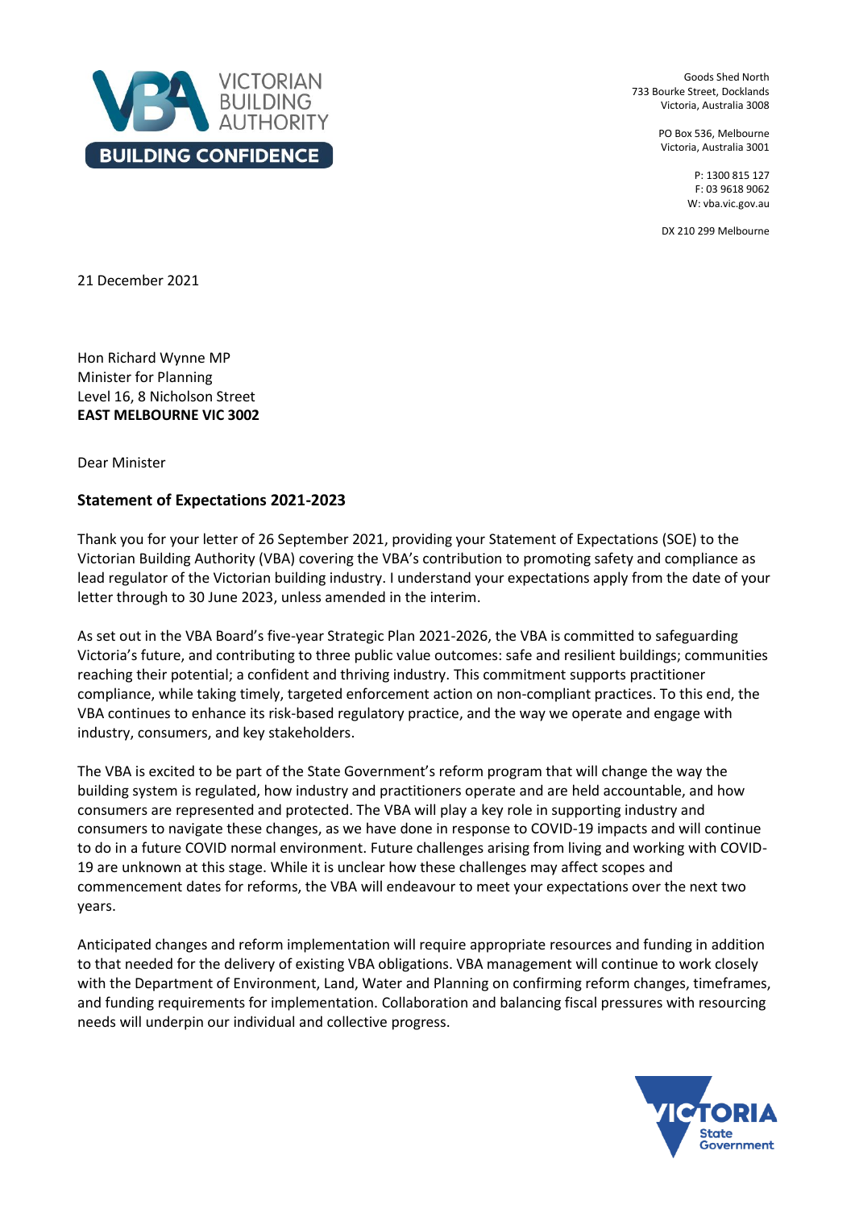VICTORIAN BUILDING AUTHORITY
BUILDING CONFIDENCE

Goods Shed North
733 Bourke Street, Docklands
Victoria, Australia 3008

PO Box 536, Melbourne
Victoria, Australia 3001

P: 1300 815 127
F: 03 9618 9062
W: vba.vic.gov.au

DX 210 299 Melbourne

21 December 2021

Hon Richard Wynne MP
Minister for Planning
Level 16, 8 Nicholson Street
**EAST MELBOURNE VIC 3002**

Dear Minister

**Statement of Expectations 2021-2023**

Thank you for your letter of 26 September 2021, providing your Statement of Expectations (SOE) to the Victorian Building Authority (VBA) covering the VBA's contribution to promoting safety and compliance as lead regulator of the Victorian building industry. I understand your expectations apply from the date of your letter through to 30 June 2023, unless amended in the interim.

As set out in the VBA Board's five-year Strategic Plan 2021-2026, the VBA is committed to safeguarding Victoria's future, and contributing to three public value outcomes: safe and resilient buildings; communities reaching their potential; a confident and thriving industry. This commitment supports practitioner compliance, while taking timely, targeted enforcement action on non-compliant practices. To this end, the VBA continues to enhance its risk-based regulatory practice, and the way we operate and engage with industry, consumers, and key stakeholders.

The VBA is excited to be part of the State Government's reform program that will change the way the building system is regulated, how industry and practitioners operate and are held accountable, and how consumers are represented and protected. The VBA will play a key role in supporting industry and consumers to navigate these changes, as we have done in response to COVID-19 impacts and will continue to do in a future COVID normal environment. Future challenges arising from living and working with COVID-19 are unknown at this stage. While it is unclear how these challenges may affect scopes and commencement dates for reforms, the VBA will endeavour to meet your expectations over the next two years.

Anticipated changes and reform implementation will require appropriate resources and funding in addition to that needed for the delivery of existing VBA obligations. VBA management will continue to work closely with the Department of Environment, Land, Water and Planning on confirming reform changes, timeframes, and funding requirements for implementation. Collaboration and balancing fiscal pressures with resourcing needs will underpin our individual and collective progress.

VICTORIA State Government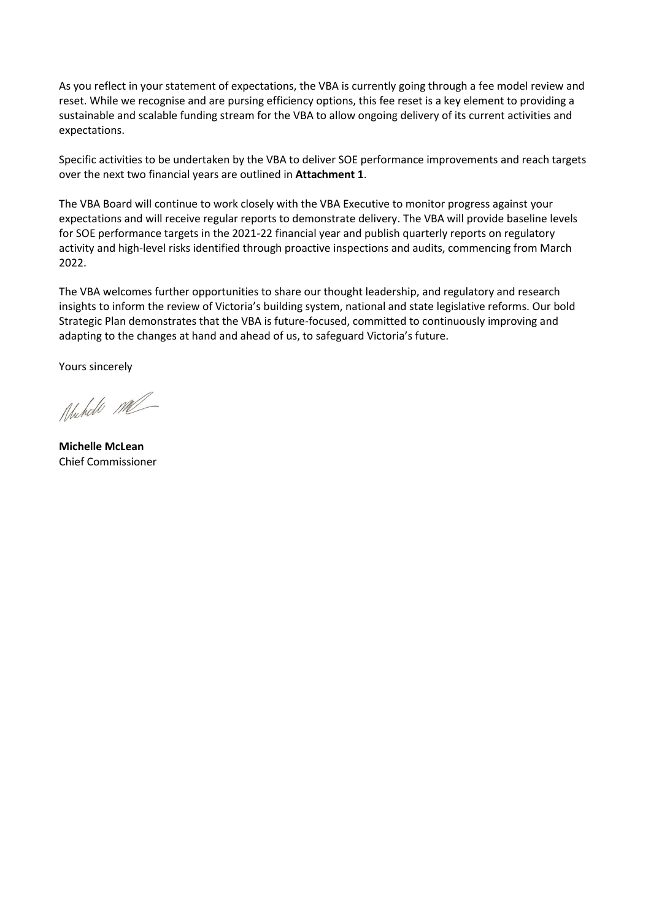As you reflect in your statement of expectations, the VBA is currently going through a fee model review and reset. While we recognise and are pursing efficiency options, this fee reset is a key element to providing a sustainable and scalable funding stream for the VBA to allow ongoing delivery of its current activities and expectations.

Specific activities to be undertaken by the VBA to deliver SOE performance improvements and reach targets over the next two financial years are outlined in **Attachment 1**.

The VBA Board will continue to work closely with the VBA Executive to monitor progress against your expectations and will receive regular reports to demonstrate delivery. The VBA will provide baseline levels for SOE performance targets in the 2021-22 financial year and publish quarterly reports on regulatory activity and high-level risks identified through proactive inspections and audits, commencing from March 2022.

The VBA welcomes further opportunities to share our thought leadership, and regulatory and research insights to inform the review of Victoria's building system, national and state legislative reforms. Our bold Strategic Plan demonstrates that the VBA is future-focused, committed to continuously improving and adapting to the changes at hand and ahead of us, to safeguard Victoria's future.

Yours sincerely

**Michelle McLean**
Chief Commissioner